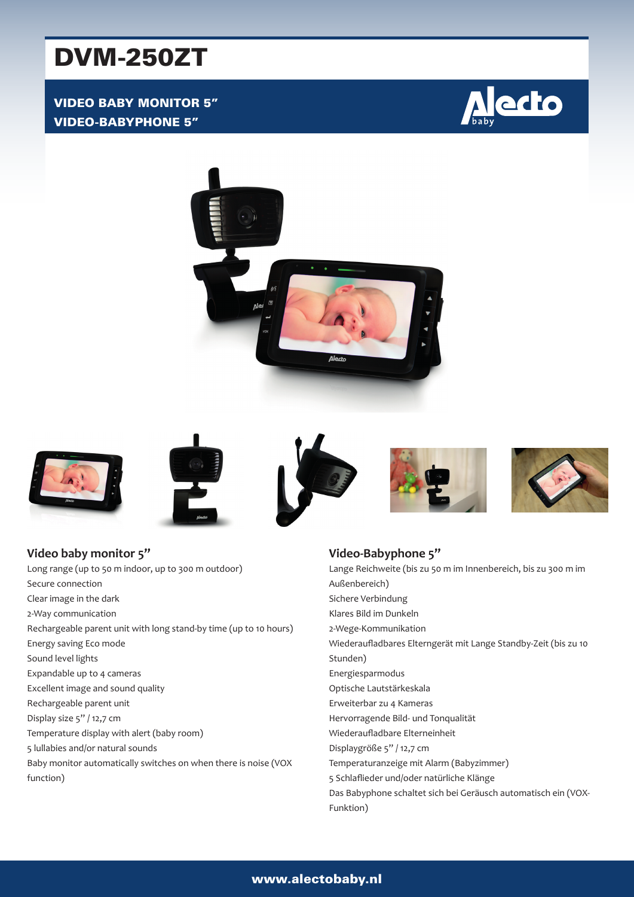# DVM-250ZT

**VIDEO BABY MONITOR 5"**
**VIDEO-BABYPHONE 5"**

## Video baby monitor 5"

Long range (up to 50 m indoor, up to 300 m outdoor)
Secure connection
Clear image in the dark
2-Way communication
Rechargeable parent unit with long stand-by time (up to 10 hours)
Energy saving Eco mode
Sound level lights
Expandable up to 4 cameras
Excellent image and sound quality
Rechargeable parent unit
Display size 5" / 12,7 cm
Temperature display with alert (baby room)
5 lullabies and/or natural sounds
Baby monitor automatically switches on when there is noise (VOX function)

## Video-Babyphone 5"

Lange Reichweite (bis zu 50 m im Innenbereich, bis zu 300 m im Außenbereich)
Sichere Verbindung
Klares Bild im Dunkeln
2-Wege-Kommunikation
Wiederaufladbares Elterngerät mit Lange Standby-Zeit (bis zu 10 Stunden)
Energiesparmodus
Optische Lautstärkeskala
Erweiterbar zu 4 Kameras
Hervorragende Bild- und Tonqualität
Wiederaufladbare Elterneinheit
Displaygröße 5" / 12,7 cm
Temperaturanzeige mit Alarm (Babyzimmer)
5 Schlaflieder und/oder natürliche Klänge
Das Babyphone schaltet sich bei Geräusch automatisch ein (VOX-Funktion)

www.alectobaby.nl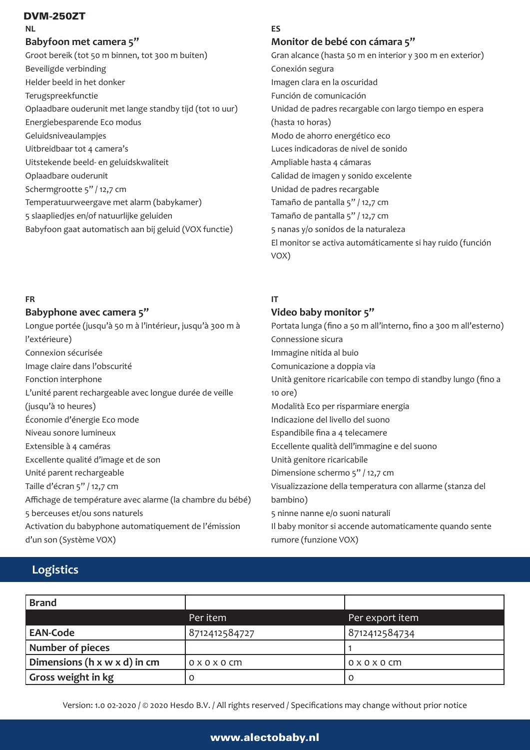**DVM-250ZT**

**NL**

### Babyfoon met camera 5”

Groot bereik (tot 50 m binnen, tot 300 m buiten)
Beveiligde verbinding
Helder beeld in het donker
Terugspreekfunctie
Oplaadbare ouderunit met lange standby tijd (tot 10 uur)
Energiebesparende Eco modus
Geluidsniveaulampjes
Uitbreidbaar tot 4 camera’s
Uitstekende beeld- en geluidskwaliteit
Oplaadbare ouderunit
Schermgrootte 5” / 12,7 cm
Temperatuurweergave met alarm (babykamer)
5 slaapliedjes en/of natuurlijke geluiden
Babyfoon gaat automatisch aan bij geluid (VOX functie)

**ES**

### Monitor de bebé con cámara 5”

Gran alcance (hasta 50 m en interior y 300 m en exterior)
Conexión segura
Imagen clara en la oscuridad
Función de comunicación
Unidad de padres recargable con largo tiempo en espera (hasta 10 horas)
Modo de ahorro energético eco
Luces indicadoras de nivel de sonido
Ampliable hasta 4 cámaras
Calidad de imagen y sonido excelente
Unidad de padres recargable
Tamaño de pantalla 5” / 12,7 cm
Tamaño de pantalla 5” / 12,7 cm
5 nanas y/o sonidos de la naturaleza
El monitor se activa automáticamente si hay ruido (función VOX)

**FR**

### Babyphone avec camera 5”

Longue portée (jusqu’à 50 m à l’intérieur, jusqu’à 300 m à l’extérieure)
Connexion sécurisée
Image claire dans l’obscurité
Fonction interphone
L’unité parent rechargeable avec longue durée de veille (jusqu’à 10 heures)
Économie d’énergie Eco mode
Niveau sonore lumineux
Extensible à 4 caméras
Excellente qualité d’image et de son
Unité parent rechargeable
Taille d’écran 5” / 12,7 cm
Affichage de température avec alarme (la chambre du bébé)
5 berceuses et/ou sons naturels
Activation du babyphone automatiquement de l’émission d’un son (Système VOX)

**IT**

### Video baby monitor 5”

Portata lunga (fino a 50 m all’interno, fino a 300 m all’esterno)
Connessione sicura
Immagine nitida al buio
Comunicazione a doppia via
Unità genitore ricaricabile con tempo di standby lungo (fino a 10 ore)
Modalità Eco per risparmiare energia
Indicazione del livello del suono
Espandibile fina a 4 telecamere
Eccellente qualità dell’immagine e del suono
Unità genitore ricaricabile
Dimensione schermo 5” / 12,7 cm
Visualizzazione della temperatura con allarme (stanza del bambino)
5 ninne nanne e/o suoni naturali
Il baby monitor si accende automaticamente quando sente rumore (funzione VOX)

## Logistics

| Brand | | |
|---|---|---|
| | Per item | Per export item |
| EAN-Code | 8712412584727 | 8712412584734 |
| Number of pieces | | 1 |
| Dimensions (h x w x d) in cm | 0 x 0 x 0 cm | 0 x 0 x 0 cm |
| Gross weight in kg | 0 | 0 |

Version: 1.0 02-2020 / © 2020 Hesdo B.V. / All rights reserved / Specifications may change without prior notice

www.alectobaby.nl